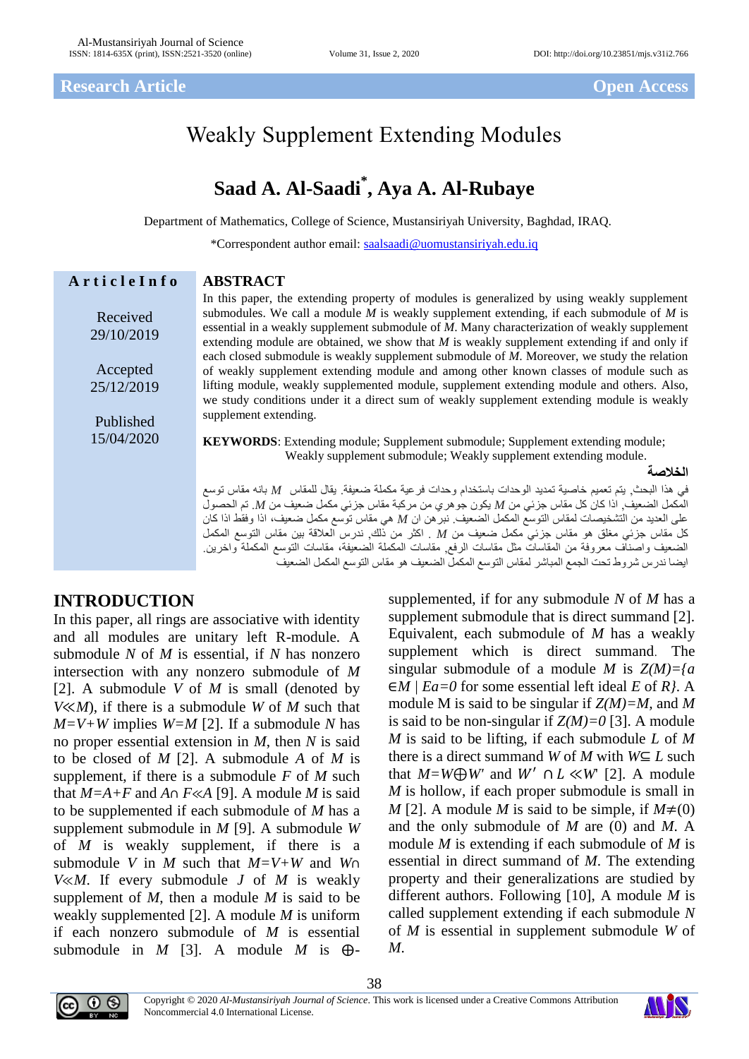Research Article Open Access

# Weakly Supplement Extending Modules

## Saad A. Al-Saadi*, Aya A. Al-Rubaye

Department of Mathematics, College of Science, Mustansiriyah University, Baghdad, IRAQ.

*Correspondent author email: saalsaadi@uomustansiriyah.edu.iq

**Article Info**

Received 29/10/2019

Accepted 25/12/2019

Published 15/04/2020

## ABSTRACT

In this paper, the extending property of modules is generalized by using weakly supplement submodules. We call a module $M$ is weakly supplement extending, if each submodule of $M$ is essential in a weakly supplement submodule of $M$. Many characterization of weakly supplement extending module are obtained, we show that $M$ is weakly supplement extending if and only if each closed submodule is weakly supplement submodule of $M$. Moreover, we study the relation of weakly supplement extending module and among other known classes of module such as lifting module, weakly supplemented module, supplement extending module and others. Also, we study conditions under it a direct sum of weakly supplement extending module is weakly supplement extending.

**KEYWORDS**: Extending module; Supplement submodule; Supplement extending module; Weakly supplement submodule; Weakly supplement extending module.

**الخلاصة**

في هذا البحث, يتم تعميم خاصية تمديد الوحدات باستخدام وحدات فرعية مكملة ضعيفة. يقال للمقاس $M$ بانه مقاس توسع المكمل الضعيف, اذا كان كل مقاس جزئي من $M$ يكون جوهري من مركبة مقاس جزئي مكمل ضعيف من $M$. تم الحصول على العديد من التشخيصات لمقاس التوسع المكمل الضعيف. نبرهن ان $M$ هي مقاس توسع مكمل ضعيف، اذا وفقط اذا كان كل مقاس جزئي مغلق هو مقاس جزئي مكمل ضعيف من $M$ . اكثر من ذلك, ندرس العلاقة بين مقاس التوسع المكمل الضعيف واصناف معروفة من المقاسات مثل مقاسات الرفع, مقاسات المكملة الضعيفة، مقاسات التوسع المكملة واخرين. ايضا ندرس شروط تحت الجمع المباشر لمقاس التوسع المكمل الضعيف هو مقاس التوسع المكمل الضعيف

## INTRODUCTION

In this paper, all rings are associative with identity and all modules are unitary left R-module. A submodule $N$ of $M$ is essential, if $N$ has nonzero intersection with any nonzero submodule of $M$ [2]. A submodule $V$ of $M$ is small (denoted by $V \ll M$), if there is a submodule $W$ of $M$ such that $M=V+W$ implies $W=M$ [2]. If a submodule $N$ has no proper essential extension in $M$, then $N$ is said to be closed of $M$ [2]. A submodule $A$ of $M$ is supplement, if there is a submodule $F$ of $M$ such that $M=A+F$ and $A\cap F \ll A$ [9]. A module $M$ is said to be supplemented if each submodule of $M$ has a supplement submodule in $M$ [9]. A submodule $W$ of $M$ is weakly supplement, if there is a submodule $V$ in $M$ such that $M=V+W$ and $W\cap V \ll M$. If every submodule $J$ of $M$ is weakly supplement of $M$, then a module $M$ is said to be weakly supplemented [2]. A module $M$ is uniform if each nonzero submodule of $M$ is essential submodule in $M$ [3]. A module $M$ is $\oplus$-supplemented, if for any submodule $N$ of $M$ has a supplement submodule that is direct summand [2]. Equivalent, each submodule of $M$ has a weakly supplement which is direct summand. The singular submodule of a module $M$ is $Z(M)=\{a \in M \mid Ea=0$ for some essential left ideal $E$ of $R\}$. A module M is said to be singular if $Z(M)=M$, and $M$ is said to be non-singular if $Z(M)=0$ [3]. A module $M$ is said to be lifting, if each submodule $L$ of $M$ there is a direct summand $W$ of $M$ with $W \subseteq L$ such that $M=W \oplus W'$ and $W' \cap L \ll W'$ [2]. A module $M$ is hollow, if each proper submodule is small in $M$ [2]. A module $M$ is said to be simple, if $M \neq (0)$ and the only submodule of $M$ are (0) and $M$. A module $M$ is extending if each submodule of $M$ is essential in direct summand of $M$. The extending property and their generalizations are studied by different authors. Following [10], A module $M$ is called supplement extending if each submodule $N$ of $M$ is essential in supplement submodule $W$ of $M$.

Copyright © 2020 *Al-Mustansiriyah Journal of Science*. This work is licensed under a Creative Commons Attribution Noncommercial 4.0 International License.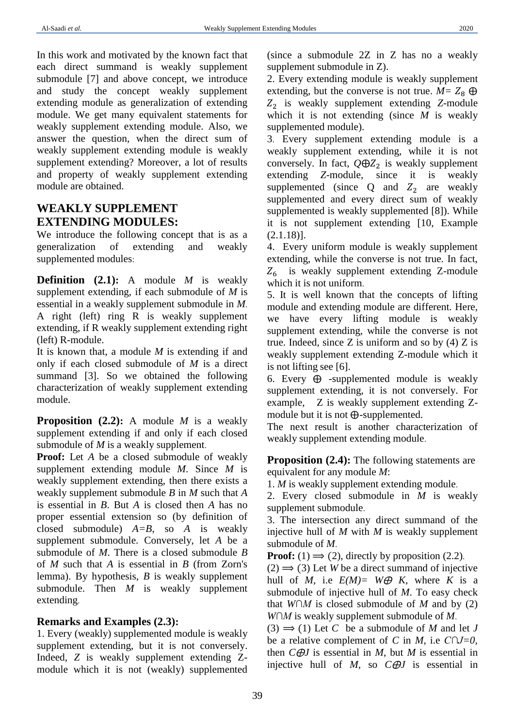In this work and motivated by the known fact that each direct summand is weakly supplement submodule [7] and above concept, we introduce and study the concept weakly supplement extending module as generalization of extending module. We get many equivalent statements for weakly supplement extending module. Also, we answer the question, when the direct sum of weakly supplement extending module is weakly supplement extending? Moreover, a lot of results and property of weakly supplement extending module are obtained.

## WEAKLY SUPPLEMENT EXTENDING MODULES:

We introduce the following concept that is as a generalization of extending and weakly supplemented modules:

**Definition (2.1):** A module *M* is weakly supplement extending, if each submodule of *M* is essential in a weakly supplement submodule in *M*. A right (left) ring R is weakly supplement extending, if R weakly supplement extending right (left) R-module.

It is known that, a module *M* is extending if and only if each closed submodule of *M* is a direct summand [3]. So we obtained the following characterization of weakly supplement extending module.

**Proposition (2.2):** A module *M* is a weakly supplement extending if and only if each closed submodule of *M* is a weakly supplement.

**Proof:** Let *A* be a closed submodule of weakly supplement extending module *M*. Since *M* is weakly supplement extending, then there exists a weakly supplement submodule *B* in *M* such that *A* is essential in *B*. But *A* is closed then *A* has no proper essential extension so (by definition of closed submodule) *A=B*, so *A* is weakly supplement submodule. Conversely, let *A* be a submodule of *M*. There is a closed submodule *B* of *M* such that *A* is essential in *B* (from Zorn's lemma). By hypothesis, *B* is weakly supplement submodule. Then *M* is weakly supplement extending.

### Remarks and Examples (2.3):

1. Every (weakly) supplemented module is weakly supplement extending, but it is not conversely. Indeed, *Z* is weakly supplement extending Z-module which it is not (weakly) supplemented (since a submodule 2Z in Z has no a weakly supplement submodule in Z).
2. Every extending module is weakly supplement extending, but the converse is not true. $M= Z_8 \oplus Z_2$ is weakly supplement extending *Z*-module which it is not extending (since *M* is weakly supplemented module).
3. Every supplement extending module is a weakly supplement extending, while it is not conversely. In fact, $Q \oplus Z_2$ is weakly supplement extending *Z*-module, since it is weakly supplemented (since Q and $Z_2$ are weakly supplemented and every direct sum of weakly supplemented is weakly supplemented [8]). While it is not supplement extending [10, Example (2.1.18)].
4. Every uniform module is weakly supplement extending, while the converse is not true. In fact, $Z_6$ is weakly supplement extending Z-module which it is not uniform.
5. It is well known that the concepts of lifting module and extending module are different. Here, we have every lifting module is weakly supplement extending, while the converse is not true. Indeed, since Z is uniform and so by (4) Z is weakly supplement extending Z-module which it is not lifting see [6].
6. Every $\oplus$ -supplemented module is weakly supplement extending, it is not conversely. For example, Z is weakly supplement extending Z-module but it is not $\oplus$-supplemented.

The next result is another characterization of weakly supplement extending module.

**Proposition (2.4):** The following statements are equivalent for any module *M*:

1. *M* is weakly supplement extending module.
2. Every closed submodule in *M* is weakly supplement submodule.
3. The intersection any direct summand of the injective hull of *M* with *M* is weakly supplement submodule of *M*.

**Proof:** (1) $\Longrightarrow$ (2), directly by proposition (2.2).

(2) $\Longrightarrow$ (3) Let *W* be a direct summand of injective hull of *M*, i.e $E(M)= W \oplus K$, where *K* is a submodule of injective hull of *M*. To easy check that $W \cap M$ is closed submodule of *M* and by (2) $W \cap M$ is weakly supplement submodule of *M*.

(3) $\Longrightarrow$ (1) Let *C* be a submodule of *M* and let *J* be a relative complement of *C* in *M*, i.e $C \cap J=0$, then $C \oplus J$ is essential in *M*, but *M* is essential in injective hull of *M*, so $C \oplus J$ is essential in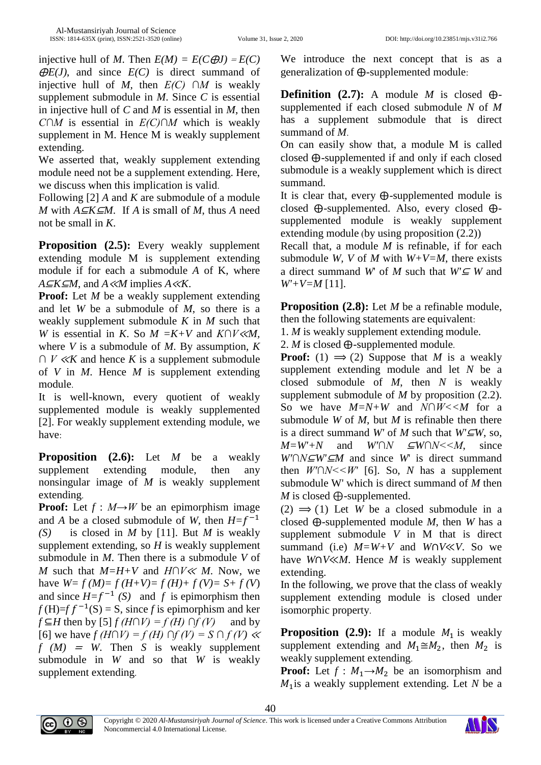injective hull of $M$. Then $E(M) = E(C \oplus J) = E(C) \oplus E(J)$, and since $E(C)$ is direct summand of injective hull of $M$, then $E(C) \cap M$ is weakly supplement submodule in $M$. Since $C$ is essential in injective hull of $C$ and $M$ is essential in $M$, then $C \cap M$ is essential in $E(C) \cap M$ which is weakly supplement in M. Hence M is weakly supplement extending.

We asserted that, weakly supplement extending module need not be a supplement extending. Here, we discuss when this implication is valid.

Following [2] $A$ and $K$ are submodule of a module $M$ with $A \subseteq K \subseteq M$. If $A$ is small of $M$, thus $A$ need not be small in $K$.

**Proposition (2.5):** Every weakly supplement extending module M is supplement extending module if for each a submodule $A$ of K, where $A \subseteq K \subseteq M$, and $A \ll M$ implies $A \ll K$.

**Proof:** Let $M$ be a weakly supplement extending and let $W$ be a submodule of $M$, so there is a weakly supplement submodule $K$ in $M$ such that $W$ is essential in $K$. So $M = K+V$ and $K \cap V \ll M$, where $V$ is a submodule of $M$. By assumption, $K \cap V \ll K$ and hence $K$ is a supplement submodule of $V$ in $M$. Hence $M$ is supplement extending module.

It is well-known, every quotient of weakly supplemented module is weakly supplemented [2]. For weakly supplement extending module, we have:

**Proposition (2.6):** Let $M$ be a weakly supplement extending module, then any nonsingular image of $M$ is weakly supplement extending.

**Proof:** Let $f : M \rightarrow W$ be an epimorphism image and $A$ be a closed submodule of $W$, then $H = f^{-1}(S)$ is closed in $M$ by [11]. But $M$ is weakly supplement extending, so $H$ is weakly supplement submodule in $M$. Then there is a submodule $V$ of $M$ such that $M = H+V$ and $H \cap V \ll M$. Now, we have $W = f(M) = f(H+V) = f(H) + f(V) = S + f(V)$ and since $H = f^{-1}(S)$ and $f$ is epimorphism then $f(H) = f f^{-1}(S) = S$, since $f$ is epimorphism and $\ker f \subseteq H$ then by [5] $f(H \cap V) = f(H) \cap f(V)$ and by [6] we have $f(H \cap V) = f(H) \cap f(V) = S \cap f(V) \ll f(M) = W$. Then $S$ is weakly supplement submodule in $W$ and so that $W$ is weakly supplement extending.

We introduce the next concept that is as a generalization of $\oplus$-supplemented module:

**Definition (2.7):** A module $M$ is closed $\oplus$-supplemented if each closed submodule $N$ of $M$ has a supplement submodule that is direct summand of $M$.

On can easily show that, a module M is called closed $\oplus$-supplemented if and only if each closed submodule is a weakly supplement which is direct summand.

It is clear that, every $\oplus$-supplemented module is closed $\oplus$-supplemented. Also, every closed $\oplus$-supplemented module is weakly supplement extending module (by using proposition (2.2))

Recall that, a module $M$ is refinable, if for each submodule $W$, $V$ of $M$ with $W+V=M$, there exists a direct summand $W'$ of $M$ such that $W' \subseteq W$ and $W'+V=M$ [11].

**Proposition (2.8):** Let $M$ be a refinable module, then the following statements are equivalent:

1. $M$ is weakly supplement extending module.
2. $M$ is closed $\oplus$-supplemented module.

**Proof:** (1) $\Longrightarrow$ (2) Suppose that $M$ is a weakly supplement extending module and let $N$ be a closed submodule of $M$, then $N$ is weakly supplement submodule of $M$ by proposition (2.2). So we have $M=N+W$ and $N \cap W << M$ for a submodule $W$ of $M$, but $M$ is refinable then there is a direct summand $W'$ of $M$ such that $W' \subseteq W$, so, $M=W'+N$ and $W' \cap N \subseteq W \cap N << M$, since $W' \cap N \subseteq W' \subseteq M$ and since $W'$ is direct summand then $W' \cap N << W'$ [6]. So, $N$ has a supplement submodule W' which is direct summand of $M$ then $M$ is closed $\oplus$-supplemented.

(2) $\Longrightarrow$ (1) Let $W$ be a closed submodule in a closed $\oplus$-supplemented module $M$, then $W$ has a supplement submodule $V$ in M that is direct summand (i.e) $M=W+V$ and $W \cap V \ll V$. So we have $W \cap V \ll M$. Hence $M$ is weakly supplement extending.

In the following, we prove that the class of weakly supplement extending module is closed under isomorphic property.

**Proposition (2.9):** If a module $M_1$ is weakly supplement extending and $M_1 \cong M_2$, then $M_2$ is weakly supplement extending.

**Proof:** Let $f : M_1 \rightarrow M_2$ be an isomorphism and $M_1$ is a weakly supplement extending. Let $N$ be a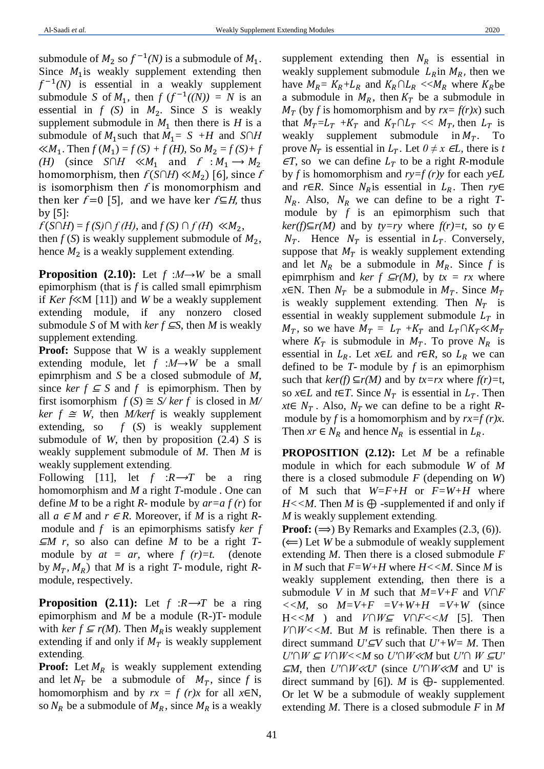submodule of $M_2$ so $f^{-1}(N)$ is a submodule of $M_1$. Since $M_1$is weakly supplement extending then $f^{-1}(N)$ is essential in a weakly supplement submodule $S$ of $M_1$, then $f(f^{-1}((N)) = N$ is an essential in $f(S)$ in $M_2$. Since $S$ is weakly supplement submodule in $M_1$ then there is $H$ is a submodule of $M_1$such that $M_1 = S + H$ and $S \cap H \ll M_1$. Then $f(M_1) = f(S) + f(H)$, So $M_2 = f(S) + f(H)$ (since $S \cap H \ll M_1$ and $f: M_1 \longrightarrow M_2$ homomorphism, then $f(S \cap H) \ll M_2$) [6], since $f$ is isomorphism then $f$ is monomorphism and then ker $f$=0 [5], and we have ker $f \subseteq H$, thus by [5]:

$f(S \cap H) = f(S) \cap f(H)$, and $f(S) \cap f(H) \ll M_2$,

then $f(S)$ is weakly supplement submodule of $M_2$, hence $M_2$ is a weakly supplement extending.

**Proposition (2.10):** Let $f: M \to W$ be a small epimorphism (that is $f$ is called small epimrphism if *Ker f*≪M [11]) and $W$ be a weakly supplement extending module, if any nonzero closed submodule $S$ of M with *ker f* ⊆$S$, then $M$ is weakly supplement extending.

**Proof:** Suppose that W is a weakly supplement extending module, let $f: M \to W$ be a small epimrphism and $S$ be a closed submodule of $M$, since *ker f* ⊆ $S$ and $f$ is epimorphism. Then by first isomorphism $f(S) \cong S/\ker f$ is closed in $M/\ker f \cong W$, then $M/kerf$ is weakly supplement extending, so $f(S)$ is weakly supplement submodule of $W$, then by proposition (2.4) $S$ is weakly supplement submodule of $M$. Then $M$ is weakly supplement extending.

Following [11], let $f: R \longrightarrow T$ be a ring homomorphism and $M$ a right $T$-module . One can define $M$ to be a right $R$- module by $ar = a f(r)$ for all $a \in M$ and $r \in R$. Moreover, if $M$ is a right $R$- module and $f$ is an epimorphisms satisfy *ker f* ⊆$M$ $r$, so also can define $M$ to be a right $T$- module by $at = ar$, where $f(r)=t$. (denote by $M_T$, $M_R$) that $M$ is a right $T$- module, right $R$-module, respectively.

**Proposition (2.11):** Let $f: R \longrightarrow T$ be a ring epimorphism and $M$ be a module (R-)T- module with *ker f* ⊆ $r(M)$. Then $M_R$is weakly supplement extending if and only if $M_T$ is weakly supplement extending.

**Proof:** Let $M_R$ is weakly supplement extending and let $N_T$ be a submodule of $M_T$, since $f$ is homomorphism and by $rx = f(r)x$ for all $x$∈N, so $N_R$ be a submodule of $M_R$, since $M_R$ is a weakly supplement extending then $N_R$ is essential in weakly supplement submodule $L_R$in $M_R$, then we have $M_R = K_R + L_R$ and $K_R \cap L_R << M_R$ where $K_R$be a submodule in $M_R$, then $K_T$ be a submodule in $M_T$ (by $f$ is homomorphism and by $rx = f(r)x$) such that $M_T = L_T + K_T$ and $K_T \cap L_T << M_T$, then $L_T$ is weakly supplement submodule in $M_T$. To prove $N_T$ is essential in $L_T$. Let $0 \neq x \in L$, there is $t \in T$, so we can define $L_T$ to be a right $R$-module by $f$ is homomorphism and $ry = f(r)y$ for each $y \in L$ and $r \in R$. Since $N_R$is essential in $L_R$. Then $ry \in N_R$. Also, $N_R$ we can define to be a right $T$- module by $f$ is an epimorphism such that $ker(f) \subseteq r(M)$ and by $ty = ry$ where $f(r) = t$, so $ty \in N_T$. Hence $N_T$ is essential in $L_T$. Conversely, suppose that $M_T$ is weakly supplement extending and let $N_R$ be a submodule in $M_R$. Since $f$ is epimrphism and *ker f* ⊆$r(M)$, by $tx = rx$ where $x$∈N. Then $N_T$ be a submodule in $M_T$. Since $M_T$ is weakly supplement extending. Then $N_T$ is essential in weakly supplement submodule $L_T$ in $M_T$, so we have $M_T = L_T + K_T$ and $L_T \cap K_T \ll M_T$ where $K_T$ is submodule in $M_T$. To prove $N_R$ is essential in $L_R$. Let $x \in L$ and $r \in R$, so $L_R$ we can defined to be $T$- module by $f$ is an epimorphism such that $ker(f) \subseteq r(M)$ and by $tx = rx$ where $f(r)$=t, so $x \in L$ and $t \in T$. Since $N_T$ is essential in $L_T$. Then $xt \in N_T$ . Also, $N_T$ we can define to be a right $R$- module by $f$ is a homomorphism and by $rx = f(r)x$. Then $xr \in N_R$ and hence $N_R$ is essential in $L_R$.

**PROPOSITION (2.12):** Let $M$ be a refinable module in which for each submodule $W$ of $M$ there is a closed submodule $F$ (depending on $W$) of M such that $W = F + H$ or $F = W + H$ where $H << M$. Then $M$ is ⊕ -supplemented if and only if $M$ is weakly supplement extending.

**Proof:** (⟹) By Remarks and Examples (2.3, (6)).

(⟸) Let $W$ be a submodule of weakly supplement extending $M$. Then there is a closed submodule $F$ in $M$ such that $F = W + H$ where $H << M$. Since $M$ is weakly supplement extending, then there is a submodule $V$ in $M$ such that $M = V + F$ and $V \cap F << M$, so $M = V + F = V + W + H = V + W$ (since H<<$M$ ) and $V \cap W \subseteq V \cap F << M$ [5]. Then $V \cap W << M$. But $M$ is refinable. Then there is a direct summand $U' \subseteq V$ such that $U' + W = M$. Then $U' \cap W \subseteq V \cap W << M$ so $U' \cap W \ll M$ but $U' \cap W \subseteq U' \subseteq M$, then $U' \cap W \ll U'$ (since $U' \cap W \ll M$ and U' is direct summand by [6]). $M$ is ⊕- supplemented. Or let W be a submodule of weakly supplement extending $M$. There is a closed submodule $F$ in $M$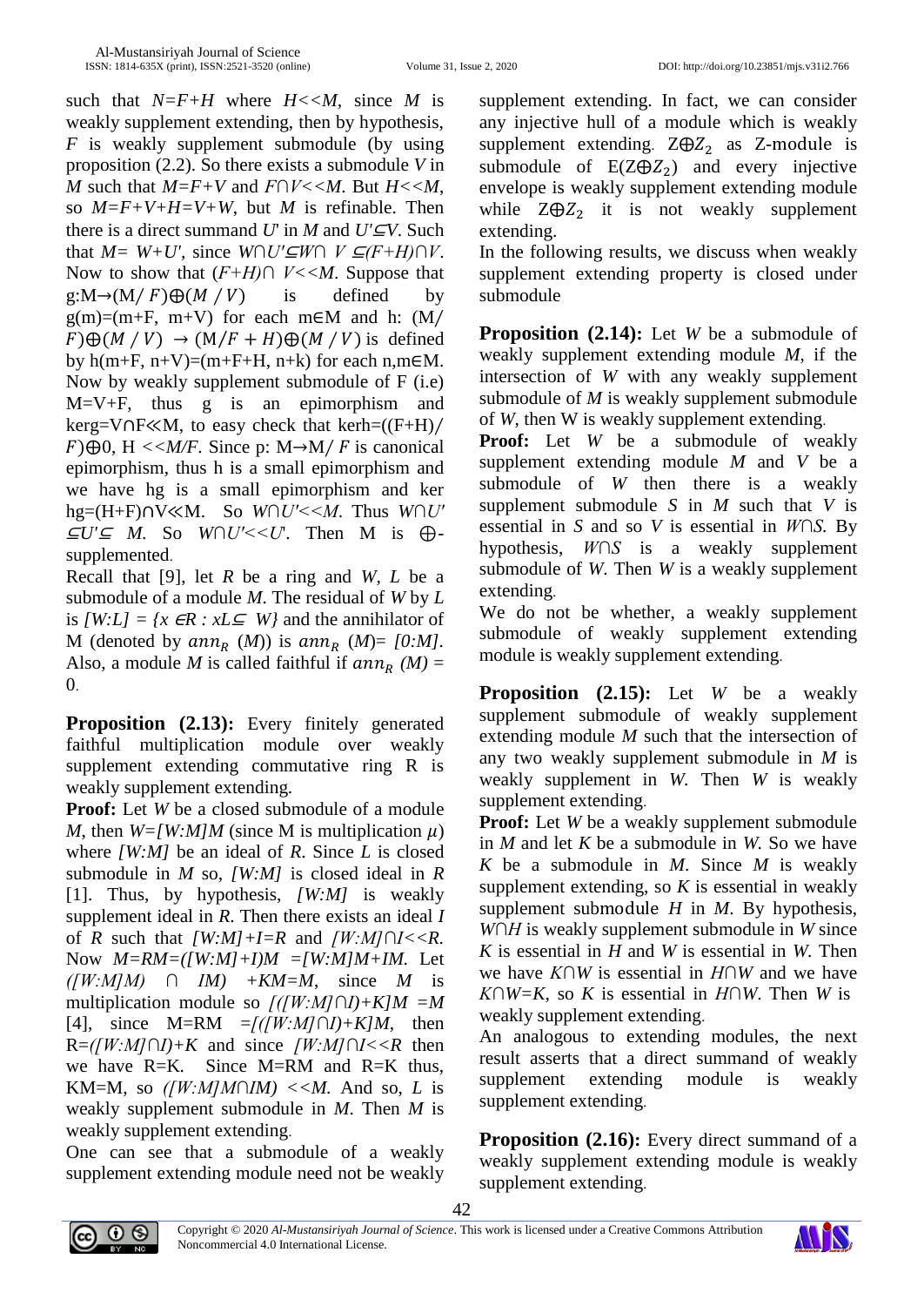such that $N=F+H$ where $H<<M$, since $M$ is weakly supplement extending, then by hypothesis, $F$ is weakly supplement submodule (by using proposition (2.2). So there exists a submodule $V$ in $M$ such that $M=F+V$ and $F\cap V<<M$. But $H<<M$, so $M=F+V+H=V+W$, but $M$ is refinable. Then there is a direct summand $U'$ in $M$ and $U'\subseteq V$. Such that $M= W+U'$, since $W\cap U'\subseteq W\cap V\subseteq(F+H)\cap V$. Now to show that $(F+H)\cap V<<M$. Suppose that $g:M\rightarrow(M/F)\oplus(M/V)$ is defined by $g(m)=(m+F, m+V)$ for each $m\in M$ and $h: (M/F)\oplus(M/V)\rightarrow(M/F+H)\oplus(M/V)$ is defined by $h(m+F, n+V)=(m+F+H, n+k)$ for each $n,m\in M$. Now by weakly supplement submodule of F (i.e) $M=V+F$, thus $g$ is an epimorphism and $\ker g=V\cap F\ll M$, to easy check that $\ker h=((F+H)/F)\oplus 0$, $H<<M/F$. Since $p: M\rightarrow M/F$ is canonical epimorphism, thus h is a small epimorphism and we have hg is a small epimorphism and $\ker hg=(H+F)\cap V\ll M$. So $W\cap U'<<M$. Thus $W\cap U'\subseteq U'\subseteq M$. So $W\cap U'<<U'$. Then M is $\oplus$-supplemented.

Recall that [9], let $R$ be a ring and $W$, $L$ be a submodule of a module $M$. The residual of $W$ by $L$ is $[W:L] = \{x\in R : xL\subseteq W\}$ and the annihilator of M (denoted by $ann_R(M)$) is $ann_R(M)= [0:M]$. Also, a module $M$ is called faithful if $ann_R(M) = 0$.

**Proposition (2.13):** Every finitely generated faithful multiplication module over weakly supplement extending commutative ring R is weakly supplement extending.

**Proof:** Let $W$ be a closed submodule of a module $M$, then $W=[W:M]M$ (since M is multiplication $\mu$) where $[W:M]$ be an ideal of $R$. Since $L$ is closed submodule in $M$ so, $[W:M]$ is closed ideal in $R$ [1]. Thus, by hypothesis, $[W:M]$ is weakly supplement ideal in $R$. Then there exists an ideal $I$ of $R$ such that $[W:M]+I=R$ and $[W:M]\cap I<<R$. Now $M=RM=([W:M]+I)M =[W:M]M+IM$. Let $([W:M]M)\cap IM) +KM=M$, since $M$ is multiplication module so $[([W:M]\cap I)+K]M =M$ [4], since $M=RM =[([W:M]\cap I)+K]M$, then $R=([W:M]\cap I)+K$ and since $[W:M]\cap I<<R$ then we have $R=K$. Since $M=RM$ and $R=K$ thus, $KM=M$, so $([W:M]M\cap IM) <<M$. And so, $L$ is weakly supplement submodule in $M$. Then $M$ is weakly supplement extending.

One can see that a submodule of a weakly supplement extending module need not be weakly supplement extending. In fact, we can consider any injective hull of a module which is weakly supplement extending. $Z\oplus Z_2$ as Z-module is submodule of $E(Z\oplus Z_2)$ and every injective envelope is weakly supplement extending module while $Z\oplus Z_2$ it is not weakly supplement extending.

In the following results, we discuss when weakly supplement extending property is closed under submodule

**Proposition (2.14):** Let $W$ be a submodule of weakly supplement extending module $M$, if the intersection of $W$ with any weakly supplement submodule of $M$ is weakly supplement submodule of $W$, then W is weakly supplement extending.

**Proof:** Let $W$ be a submodule of weakly supplement extending module $M$ and $V$ be a submodule of $W$ then there is a weakly supplement submodule $S$ in $M$ such that $V$ is essential in $S$ and so $V$ is essential in $W\cap S$. By hypothesis, $W\cap S$ is a weakly supplement submodule of $W$. Then $W$ is a weakly supplement extending.

We do not be whether, a weakly supplement submodule of weakly supplement extending module is weakly supplement extending.

**Proposition (2.15):** Let $W$ be a weakly supplement submodule of weakly supplement extending module $M$ such that the intersection of any two weakly supplement submodule in $M$ is weakly supplement in $W$. Then $W$ is weakly supplement extending.

**Proof:** Let $W$ be a weakly supplement submodule in $M$ and let $K$ be a submodule in $W$. So we have $K$ be a submodule in $M$. Since $M$ is weakly supplement extending, so $K$ is essential in weakly supplement submodule $H$ in $M$. By hypothesis, $W\cap H$ is weakly supplement submodule in $W$ since $K$ is essential in $H$ and $W$ is essential in $W$. Then we have $K\cap W$ is essential in $H\cap W$ and we have $K\cap W=K$, so $K$ is essential in $H\cap W$. Then $W$ is weakly supplement extending.

An analogous to extending modules, the next result asserts that a direct summand of weakly supplement extending module is weakly supplement extending.

**Proposition (2.16):** Every direct summand of a weakly supplement extending module is weakly supplement extending.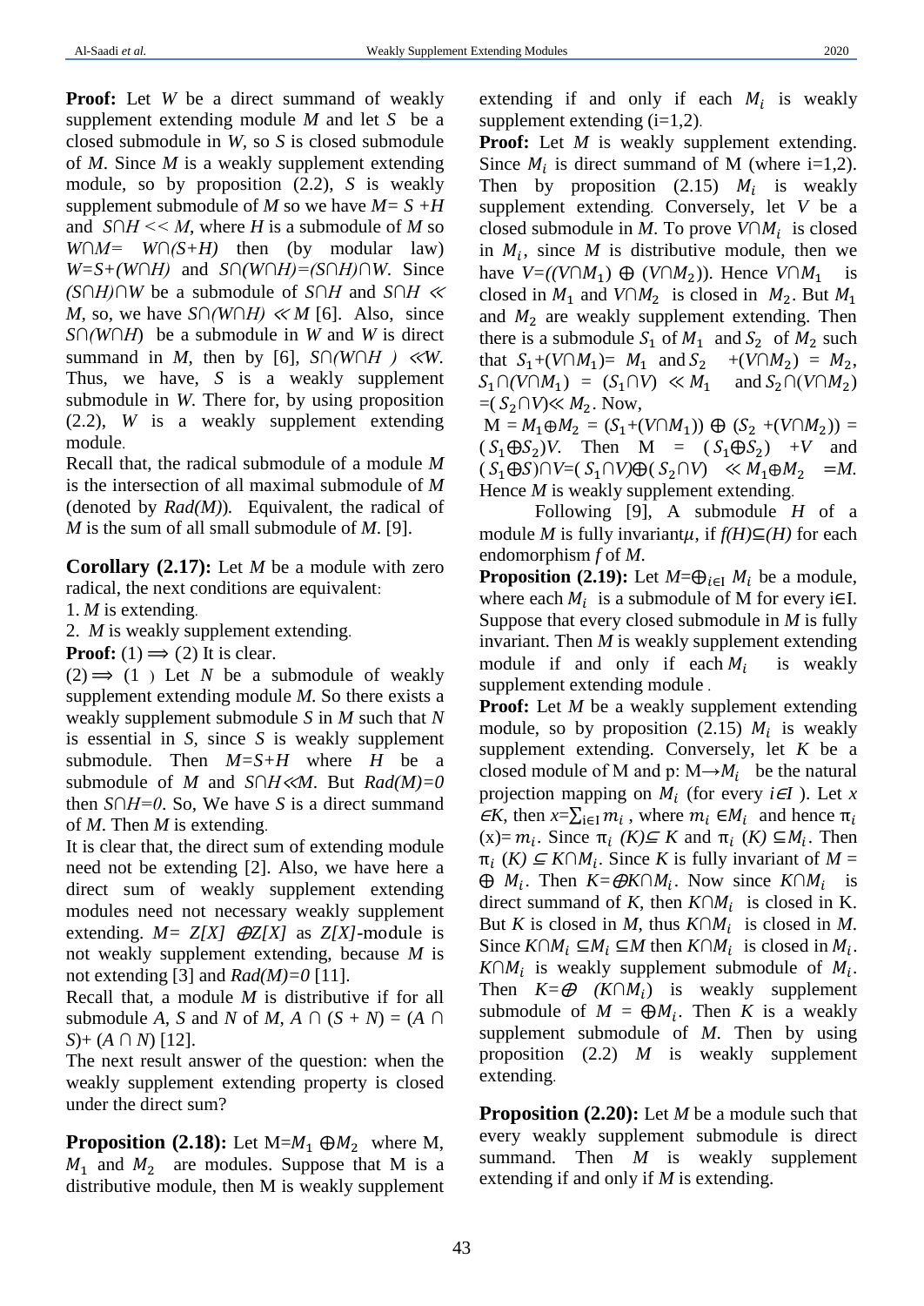**Proof:** Let $W$ be a direct summand of weakly supplement extending module $M$ and let $S$ be a closed submodule in $W$, so $S$ is closed submodule of $M$. Since $M$ is a weakly supplement extending module, so by proposition (2.2), $S$ is weakly supplement submodule of $M$ so we have $M= S +H$ and $S\cap H << M$, where $H$ is a submodule of $M$ so $W\cap M= W\cap(S+H)$ then (by modular law) $W=S+(W\cap H)$ and $S\cap(W\cap H)=(S\cap H)\cap W$. Since $(S\cap H)\cap W$ be a submodule of $S\cap H$ and $S\cap H \ll M$, so, we have $S\cap(W\cap H) \ll M$ [6]. Also, since $S\cap(W\cap H)$ be a submodule in $W$ and $W$ is direct summand in $M$, then by [6], $S\cap(W\cap H) \ll W$. Thus, we have, $S$ is a weakly supplement submodule in $W$. There for, by using proposition (2.2), $W$ is a weakly supplement extending module.

Recall that, the radical submodule of a module $M$ is the intersection of all maximal submodule of $M$ (denoted by $Rad(M)$). Equivalent, the radical of $M$ is the sum of all small submodule of $M$. [9].

**Corollary (2.17):** Let $M$ be a module with zero radical, the next conditions are equivalent:

1. $M$ is extending.
2. $M$ is weakly supplement extending.

**Proof:** $(1) \Longrightarrow (2)$ It is clear.

$(2) \Longrightarrow (1)$ Let $N$ be a submodule of weakly supplement extending module $M$. So there exists a weakly supplement submodule $S$ in $M$ such that $N$ is essential in $S$, since $S$ is weakly supplement submodule. Then $M=S+H$ where $H$ be a submodule of $M$ and $S\cap H \ll M$. But $Rad(M)=0$ then $S\cap H=0$. So, We have $S$ is a direct summand of $M$. Then $M$ is extending.

It is clear that, the direct sum of extending module need not be extending [2]. Also, we have here a direct sum of weakly supplement extending modules need not necessary weakly supplement extending. $M= Z[X] \oplus Z[X]$ as $Z[X]$-module is not weakly supplement extending, because $M$ is not extending [3] and $Rad(M)=0$ [11].

Recall that, a module $M$ is distributive if for all submodule $A$, $S$ and $N$ of $M$, $A \cap (S + N) = (A \cap S)+ (A \cap N)$ [12].

The next result answer of the question: when the weakly supplement extending property is closed under the direct sum?

**Proposition (2.18):** Let $M=M_1 \oplus M_2$ where M, $M_1$ and $M_2$ are modules. Suppose that M is a distributive module, then M is weakly supplement extending if and only if each $M_i$ is weakly supplement extending (i=1,2).

**Proof:** Let $M$ is weakly supplement extending. Since $M_i$ is direct summand of M (where i=1,2). Then by proposition (2.15) $M_i$ is weakly supplement extending. Conversely, let $V$ be a closed submodule in $M$. To prove $V\cap M_i$ is closed in $M_i$, since $M$ is distributive module, then we have $V=((V\cap M_1) \oplus (V\cap M_2))$. Hence $V\cap M_1$ is closed in $M_1$ and $V\cap M_2$ is closed in $M_2$. But $M_1$ and $M_2$ are weakly supplement extending. Then there is a submodule $S_1$ of $M_1$ and $S_2$ of $M_2$ such that $S_1+(V\cap M_1)= M_1$ and $S_2 +(V\cap M_2) = M_2$, $S_1\cap(V\cap M_1) = (S_1\cap V) \ll M_1$ and $S_2\cap(V\cap M_2) =( S_2\cap V)\ll M_2$. Now,

$M = M_1\oplus M_2 = (S_1+(V\cap M_1)) \oplus (S_2 +(V\cap M_2)) = (S_1\oplus S_2)V$. Then $M = (S_1\oplus S_2) +V$ and $(S_1\oplus S)\cap V=(S_1\cap V)\oplus(S_2\cap V) \ll M_1\oplus M_2 =M$. Hence $M$ is weakly supplement extending.

Following [9], A submodule $H$ of a module $M$ is fully invariant$\mu$, if $f(H)\subseteq(H)$ for each endomorphism $f$ of $M$.

**Proposition (2.19):** Let $M=\bigoplus_{i\in I} M_i$ be a module, where each $M_i$ is a submodule of M for every i∈I. Suppose that every closed submodule in $M$ is fully invariant. Then $M$ is weakly supplement extending module if and only if each $M_i$ is weakly supplement extending module.

**Proof:** Let $M$ be a weakly supplement extending module, so by proposition (2.15) $M_i$ is weakly supplement extending. Conversely, let $K$ be a closed module of M and p: $M\rightarrow M_i$ be the natural projection mapping on $M_i$ (for every $i\in I$ ). Let $x \in K$, then $x=\sum_{i\in I} m_i$, where $m_i \in M_i$ and hence $\pi_i(x)= m_i$. Since $\pi_i(K)\subseteq K$ and $\pi_i(K) \subseteq M_i$. Then $\pi_i(K) \subseteq K\cap M_i$. Since $K$ is fully invariant of $M = \oplus M_i$. Then $K=\oplus K\cap M_i$. Now since $K\cap M_i$ is direct summand of $K$, then $K\cap M_i$ is closed in K. But $K$ is closed in $M$, thus $K\cap M_i$ is closed in $M$. Since $K\cap M_i \subseteq M_i \subseteq M$ then $K\cap M_i$ is closed in $M_i$. $K\cap M_i$ is weakly supplement submodule of $M_i$. Then $K=\oplus (K\cap M_i)$ is weakly supplement submodule of $M = \oplus M_i$. Then $K$ is a weakly supplement submodule of $M$. Then by using proposition (2.2) $M$ is weakly supplement extending.

**Proposition (2.20):** Let $M$ be a module such that every weakly supplement submodule is direct summand. Then $M$ is weakly supplement extending if and only if $M$ is extending.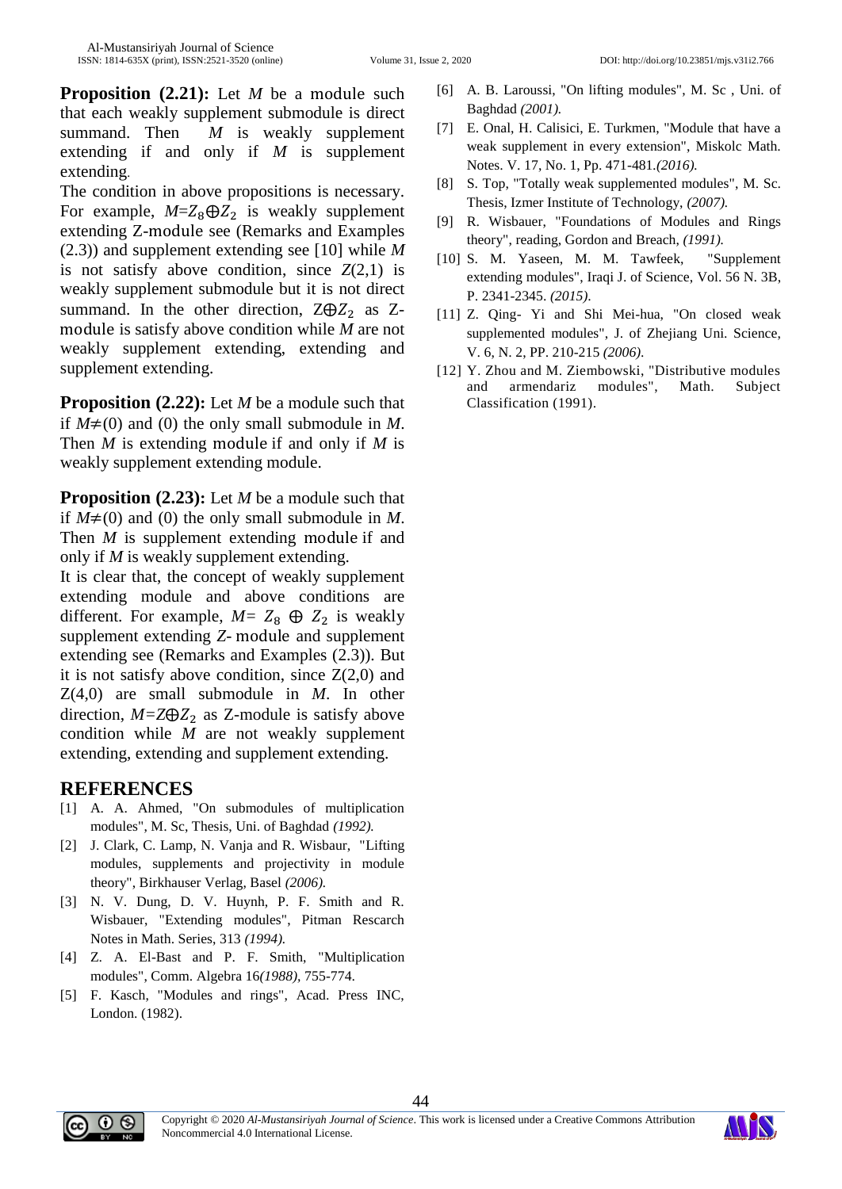**Proposition (2.21):** Let $M$ be a module such that each weakly supplement submodule is direct summand. Then $M$ is weakly supplement extending if and only if $M$ is supplement extending.

The condition in above propositions is necessary. For example, $M=Z_8 \oplus Z_2$ is weakly supplement extending Z-module see (Remarks and Examples (2.3)) and supplement extending see [10] while $M$ is not satisfy above condition, since $Z(2,1)$ is weakly supplement submodule but it is not direct summand. In the other direction, $Z \oplus Z_2$ as Z-module is satisfy above condition while $M$ are not weakly supplement extending, extending and supplement extending.

**Proposition (2.22):** Let $M$ be a module such that if $M \neq (0)$ and (0) the only small submodule in $M$. Then $M$ is extending module if and only if $M$ is weakly supplement extending module.

**Proposition (2.23):** Let $M$ be a module such that if $M \neq (0)$ and (0) the only small submodule in $M$. Then $M$ is supplement extending module if and only if $M$ is weakly supplement extending.

It is clear that, the concept of weakly supplement extending module and above conditions are different. For example, $M = Z_8 \oplus Z_2$ is weakly supplement extending $Z$- module and supplement extending see (Remarks and Examples (2.3)). But it is not satisfy above condition, since Z(2,0) and Z(4,0) are small submodule in $M$. In other direction, $M = Z \oplus Z_2$ as Z-module is satisfy above condition while $M$ are not weakly supplement extending, extending and supplement extending.

## REFERENCES

[1] A. A. Ahmed, "On submodules of multiplication modules", M. Sc, Thesis, Uni. of Baghdad *(1992).*

[2] J. Clark, C. Lamp, N. Vanja and R. Wisbaur, "Lifting modules, supplements and projectivity in module theory", Birkhauser Verlag, Basel *(2006).*

[3] N. V. Dung, D. V. Huynh, P. F. Smith and R. Wisbauer, "Extending modules", Pitman Rescarch Notes in Math. Series, 313 *(1994).*

[4] Z. A. El-Bast and P. F. Smith, "Multiplication modules", Comm. Algebra 16*(1988)*, 755-774.

[5] F. Kasch, "Modules and rings", Acad. Press INC, London. (1982).

[6] A. B. Laroussi, "On lifting modules", M. Sc , Uni. of Baghdad *(2001).*

[7] E. Onal, H. Calisici, E. Turkmen, "Module that have a weak supplement in every extension", Miskolc Math. Notes. V. 17, No. 1, Pp. 471-481.*(2016).*

[8] S. Top, "Totally weak supplemented modules", M. Sc. Thesis, Izmer Institute of Technology, *(2007).*

[9] R. Wisbauer, "Foundations of Modules and Rings theory", reading, Gordon and Breach, *(1991).*

[10] S. M. Yaseen, M. M. Tawfeek, "Supplement extending modules", Iraqi J. of Science, Vol. 56 N. 3B, P. 2341-2345. *(2015).*

[11] Z. Qing- Yi and Shi Mei-hua, "On closed weak supplemented modules", J. of Zhejiang Uni. Science, V. 6, N. 2, PP. 210-215 *(2006).*

[12] Y. Zhou and M. Ziembowski, "Distributive modules and armendariz modules", Math. Subject Classification (1991).